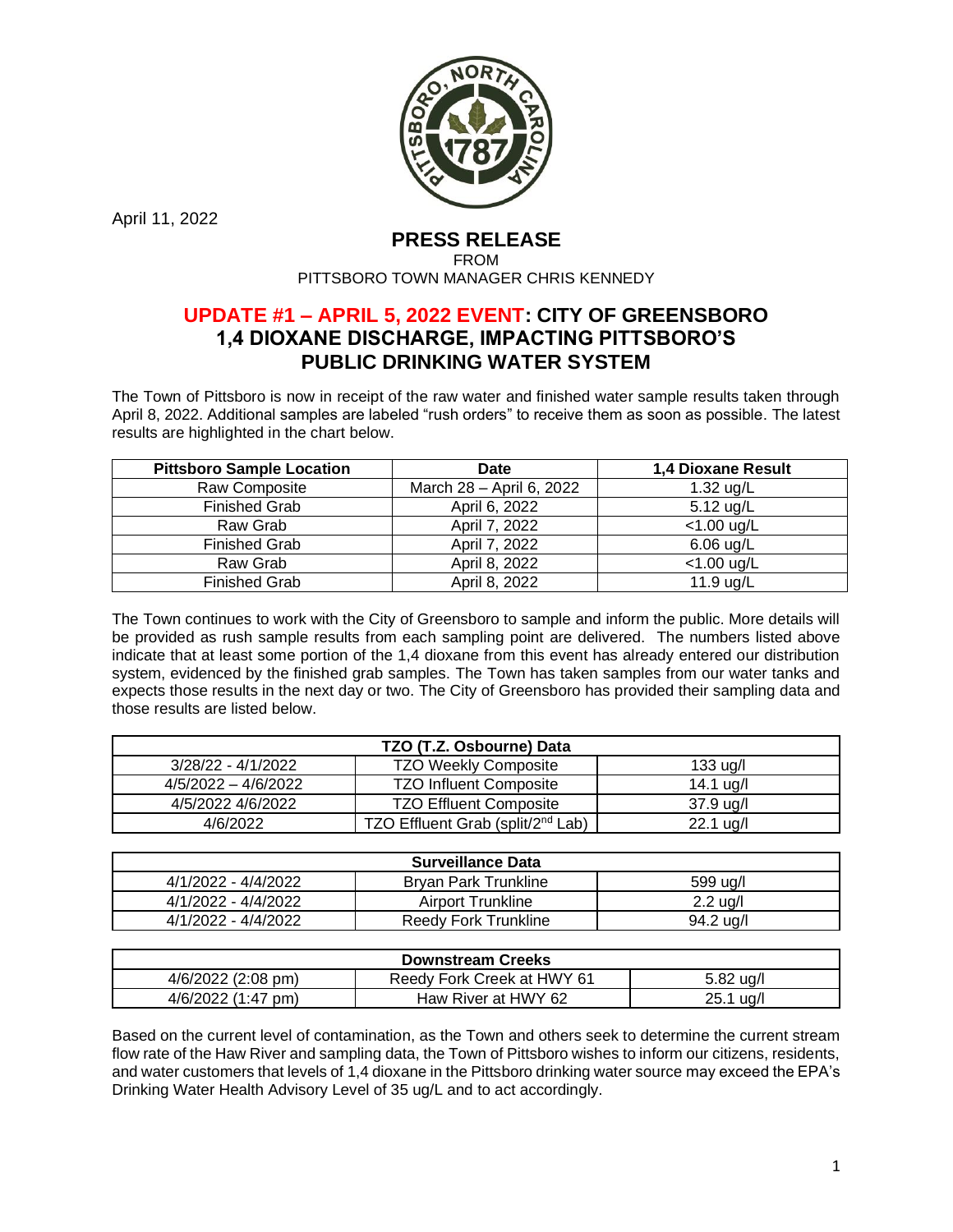April 11, 2022

## PRESS RELEASE

FROM

PITTSBORO TOWN MANAGER CHRIS KENNEDY

# UPDATE #1 – APRIL 5, 2022 EVENT: CITY OF GREENSBORO 1,4 DIOXANE DISCHARGE, IMPACTING PITTSBORO'S PUBLIC DRINKING WATER SYSTEM

The Town of Pittsboro is now in receipt of the raw water and finished water sample results taken through April 8, 2022. Additional samples are labeled "rush orders" to receive them as soon as possible. The latest results are highlighted in the chart below.

| Pittsboro Sample Location | Date | 1,4 Dioxane Result |
|---|---|---|
| Raw Composite | March 28 – April 6, 2022 | 1.32 ug/L |
| Finished Grab | April 6, 2022 | 5.12 ug/L |
| Raw Grab | April 7, 2022 | <1.00 ug/L |
| Finished Grab | April 7, 2022 | 6.06 ug/L |
| Raw Grab | April 8, 2022 | <1.00 ug/L |
| Finished Grab | April 8, 2022 | 11.9 ug/L |

The Town continues to work with the City of Greensboro to sample and inform the public. More details will be provided as rush sample results from each sampling point are delivered. The numbers listed above indicate that at least some portion of the 1,4 dioxane from this event has already entered our distribution system, evidenced by the finished grab samples. The Town has taken samples from our water tanks and expects those results in the next day or two. The City of Greensboro has provided their sampling data and those results are listed below.

| TZO (T.Z. Osbourne) Data | | |
|---|---|---|
| 3/28/22 - 4/1/2022 | TZO Weekly Composite | 133 ug/l |
| 4/5/2022 – 4/6/2022 | TZO Influent Composite | 14.1 ug/l |
| 4/5/2022 4/6/2022 | TZO Effluent Composite | 37.9 ug/l |
| 4/6/2022 | TZO Effluent Grab (split/2nd Lab) | 22.1 ug/l |

| Surveillance Data | | |
|---|---|---|
| 4/1/2022 - 4/4/2022 | Bryan Park Trunkline | 599 ug/l |
| 4/1/2022 - 4/4/2022 | Airport Trunkline | 2.2 ug/l |
| 4/1/2022 - 4/4/2022 | Reedy Fork Trunkline | 94.2 ug/l |

| Downstream Creeks | | |
|---|---|---|
| 4/6/2022 (2:08 pm) | Reedy Fork Creek at HWY 61 | 5.82 ug/l |
| 4/6/2022 (1:47 pm) | Haw River at HWY 62 | 25.1 ug/l |

Based on the current level of contamination, as the Town and others seek to determine the current stream flow rate of the Haw River and sampling data, the Town of Pittsboro wishes to inform our citizens, residents, and water customers that levels of 1,4 dioxane in the Pittsboro drinking water source may exceed the EPA's Drinking Water Health Advisory Level of 35 ug/L and to act accordingly.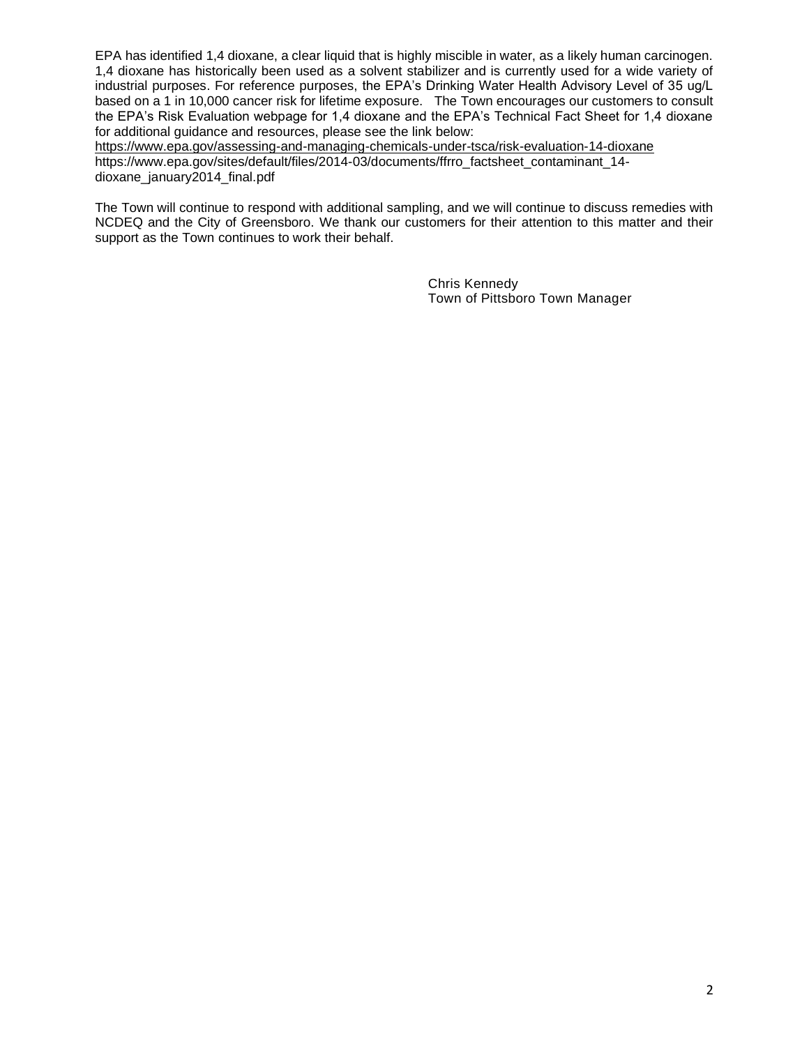EPA has identified 1,4 dioxane, a clear liquid that is highly miscible in water, as a likely human carcinogen. 1,4 dioxane has historically been used as a solvent stabilizer and is currently used for a wide variety of industrial purposes. For reference purposes, the EPA's Drinking Water Health Advisory Level of 35 ug/L based on a 1 in 10,000 cancer risk for lifetime exposure. The Town encourages our customers to consult the EPA's Risk Evaluation webpage for 1,4 dioxane and the EPA's Technical Fact Sheet for 1,4 dioxane for additional guidance and resources, please see the link below:
https://www.epa.gov/assessing-and-managing-chemicals-under-tsca/risk-evaluation-14-dioxane
https://www.epa.gov/sites/default/files/2014-03/documents/ffrro_factsheet_contaminant_14-dioxane_january2014_final.pdf

The Town will continue to respond with additional sampling, and we will continue to discuss remedies with NCDEQ and the City of Greensboro. We thank our customers for their attention to this matter and their support as the Town continues to work their behalf.

Chris Kennedy
Town of Pittsboro Town Manager